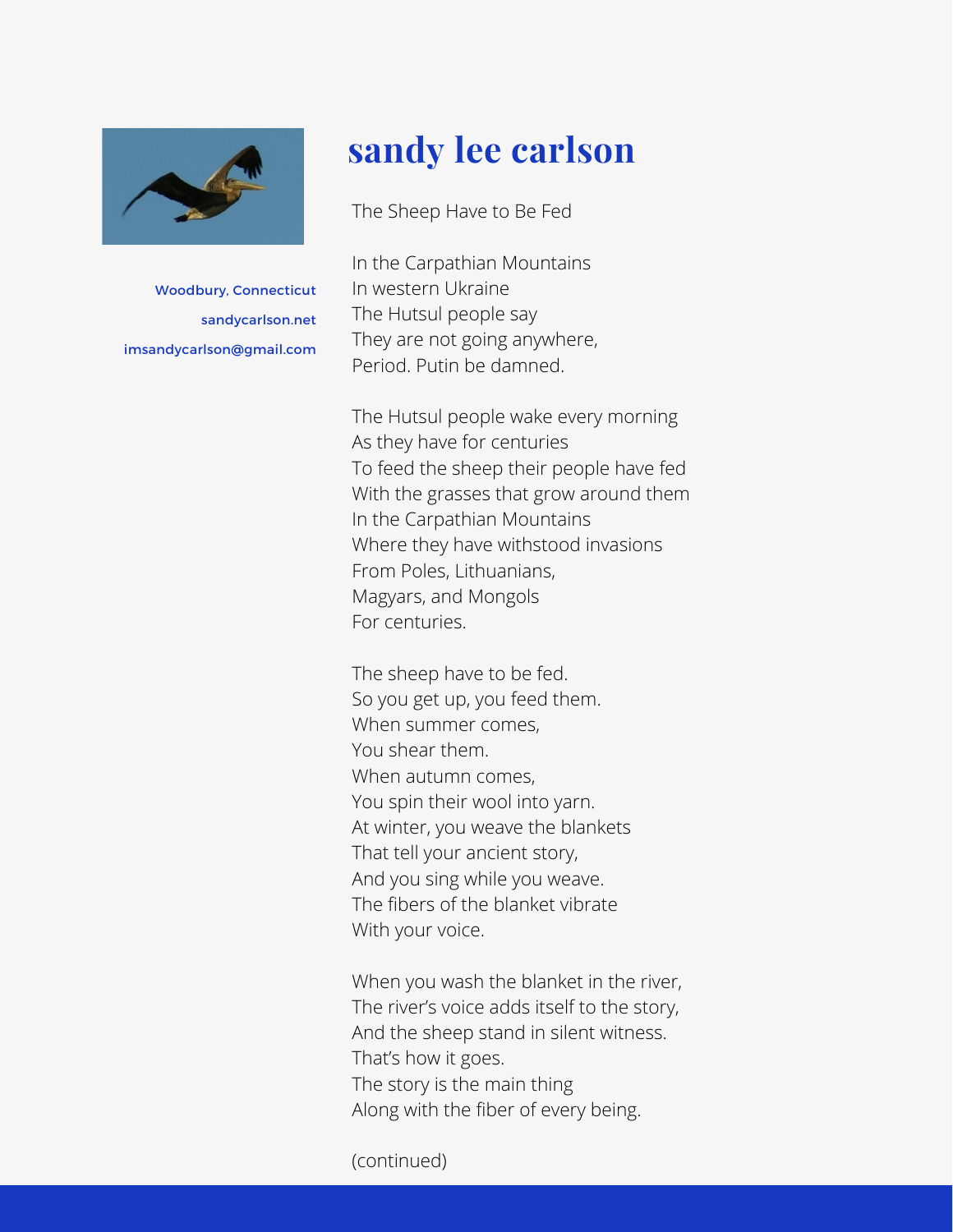# sandy lee carlson

Woodbury, Connecticut
sandycarlson.net
imsandycarlson@gmail.com

## The Sheep Have to Be Fed

In the Carpathian Mountains
In western Ukraine
The Hutsul people say
They are not going anywhere,
Period. Putin be damned.

The Hutsul people wake every morning
As they have for centuries
To feed the sheep their people have fed
With the grasses that grow around them
In the Carpathian Mountains
Where they have withstood invasions
From Poles, Lithuanians,
Magyars, and Mongols
For centuries.

The sheep have to be fed.
So you get up, you feed them.
When summer comes,
You shear them.
When autumn comes,
You spin their wool into yarn.
At winter, you weave the blankets
That tell your ancient story,
And you sing while you weave.
The fibers of the blanket vibrate
With your voice.

When you wash the blanket in the river,
The river's voice adds itself to the story,
And the sheep stand in silent witness.
That's how it goes.
The story is the main thing
Along with the fiber of every being.

(continued)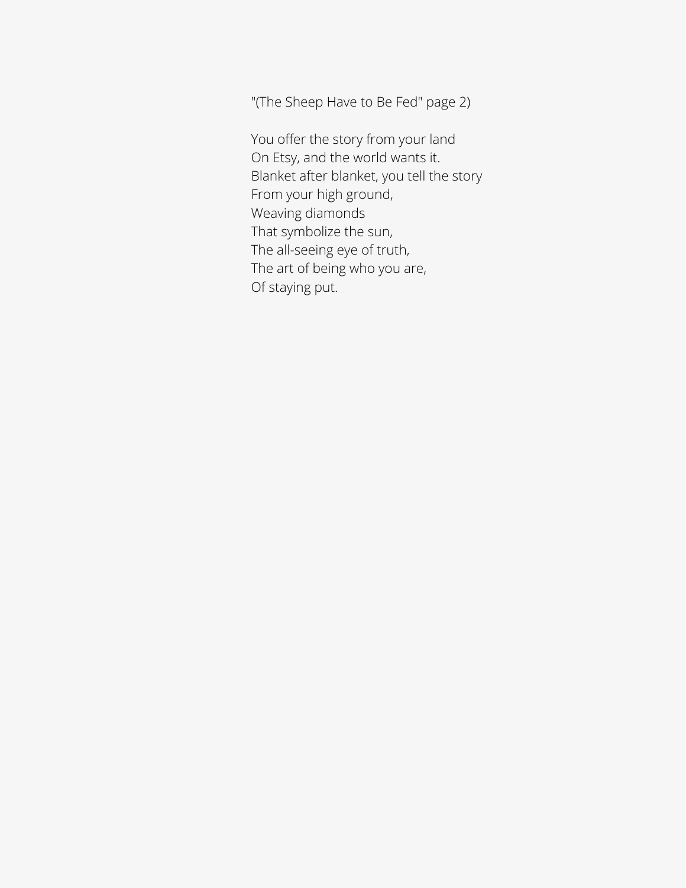"(The Sheep Have to Be Fed" page 2)

You offer the story from your land  
On Etsy, and the world wants it.  
Blanket after blanket, you tell the story  
From your high ground,  
Weaving diamonds  
That symbolize the sun,  
The all-seeing eye of truth,  
The art of being who you are,  
Of staying put.